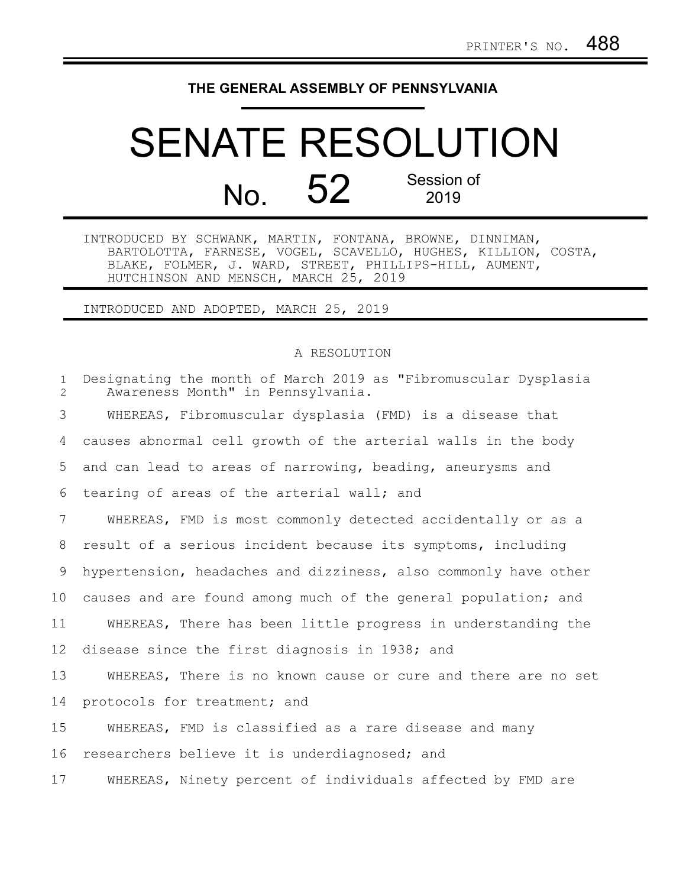PRINTER'S NO. 488

THE GENERAL ASSEMBLY OF PENNSYLVANIA

# SENATE RESOLUTION

## No. 52 Session of 2019

INTRODUCED BY SCHWANK, MARTIN, FONTANA, BROWNE, DINNIMAN, BARTOLOTTA, FARNESE, VOGEL, SCAVELLO, HUGHES, KILLION, COSTA, BLAKE, FOLMER, J. WARD, STREET, PHILLIPS-HILL, AUMENT, HUTCHINSON AND MENSCH, MARCH 25, 2019

INTRODUCED AND ADOPTED, MARCH 25, 2019

A RESOLUTION

Designating the month of March 2019 as "Fibromuscular Dysplasia Awareness Month" in Pennsylvania.

WHEREAS, Fibromuscular dysplasia (FMD) is a disease that causes abnormal cell growth of the arterial walls in the body and can lead to areas of narrowing, beading, aneurysms and tearing of areas of the arterial wall; and

WHEREAS, FMD is most commonly detected accidentally or as a result of a serious incident because its symptoms, including hypertension, headaches and dizziness, also commonly have other causes and are found among much of the general population; and

WHEREAS, There has been little progress in understanding the disease since the first diagnosis in 1938; and

WHEREAS, There is no known cause or cure and there are no set protocols for treatment; and

WHEREAS, FMD is classified as a rare disease and many researchers believe it is underdiagnosed; and

WHEREAS, Ninety percent of individuals affected by FMD are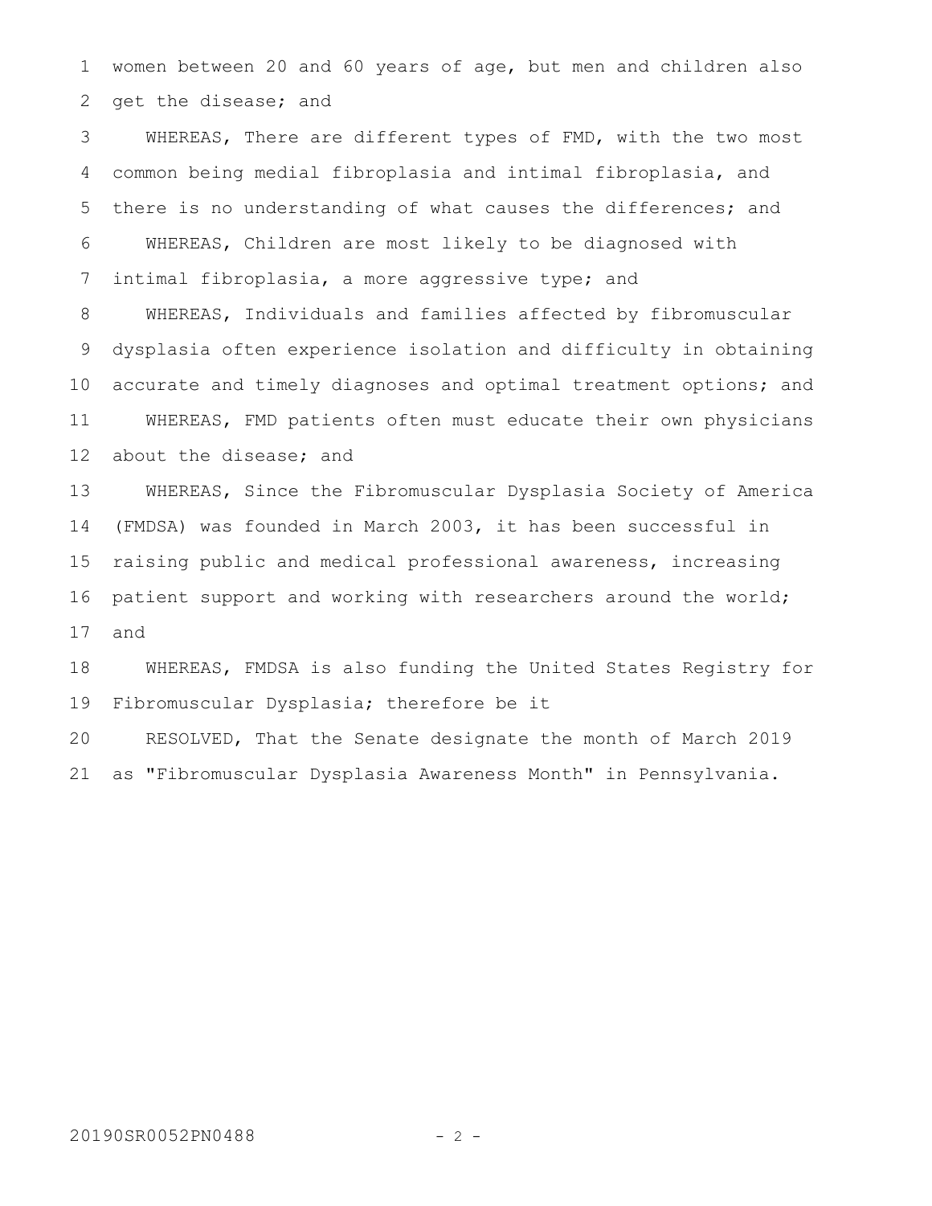women between 20 and 60 years of age, but men and children also get the disease; and

WHEREAS, There are different types of FMD, with the two most common being medial fibroplasia and intimal fibroplasia, and there is no understanding of what causes the differences; and

WHEREAS, Children are most likely to be diagnosed with intimal fibroplasia, a more aggressive type; and

WHEREAS, Individuals and families affected by fibromuscular dysplasia often experience isolation and difficulty in obtaining accurate and timely diagnoses and optimal treatment options; and

WHEREAS, FMD patients often must educate their own physicians about the disease; and

WHEREAS, Since the Fibromuscular Dysplasia Society of America (FMDSA) was founded in March 2003, it has been successful in raising public and medical professional awareness, increasing patient support and working with researchers around the world; and

WHEREAS, FMDSA is also funding the United States Registry for Fibromuscular Dysplasia; therefore be it

RESOLVED, That the Senate designate the month of March 2019 as "Fibromuscular Dysplasia Awareness Month" in Pennsylvania.